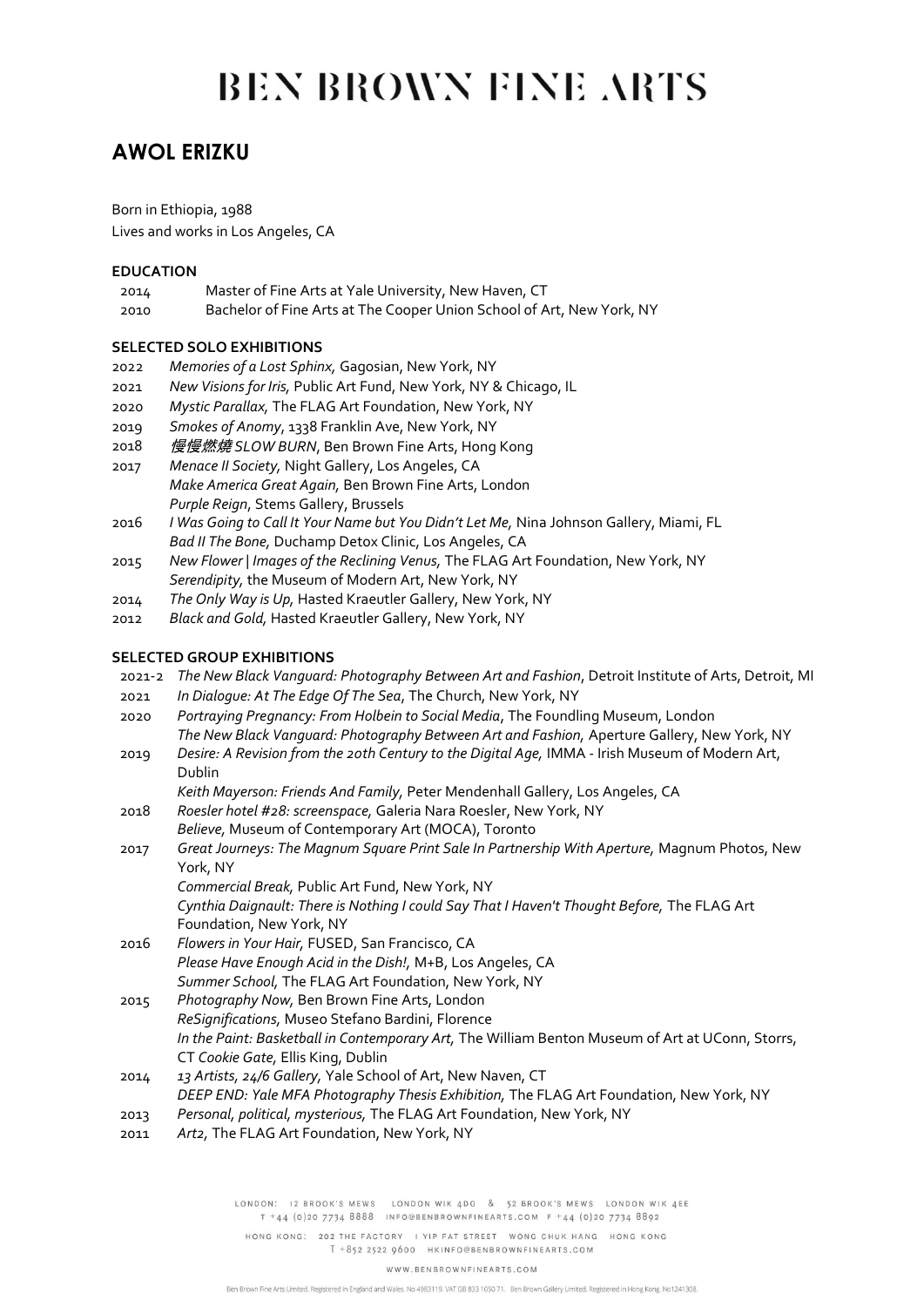# BEN BROWN FINE ARTS

## AWOL ERIZKU

Born in Ethiopia, 1988
Lives and works in Los Angeles, CA

### EDUCATION

2014 Master of Fine Arts at Yale University, New Haven, CT
2010 Bachelor of Fine Arts at The Cooper Union School of Art, New York, NY

### SELECTED SOLO EXHIBITIONS

2022 *Memories of a Lost Sphinx,* Gagosian, New York, NY
2021 *New Visions for Iris,* Public Art Fund, New York, NY & Chicago, IL
2020 *Mystic Parallax,* The FLAG Art Foundation, New York, NY
2019 *Smokes of Anomy*, 1338 Franklin Ave, New York, NY
2018 *慢慢燃燒 SLOW BURN*, Ben Brown Fine Arts, Hong Kong
2017 *Menace II Society,* Night Gallery, Los Angeles, CA
*Make America Great Again,* Ben Brown Fine Arts, London
*Purple Reign*, Stems Gallery, Brussels
2016 *I Was Going to Call It Your Name but You Didn't Let Me,* Nina Johnson Gallery, Miami, FL
*Bad II The Bone,* Duchamp Detox Clinic, Los Angeles, CA
2015 *New Flower | Images of the Reclining Venus,* The FLAG Art Foundation, New York, NY
*Serendipity,* the Museum of Modern Art, New York, NY
2014 *The Only Way is Up,* Hasted Kraeutler Gallery, New York, NY
2012 *Black and Gold,* Hasted Kraeutler Gallery, New York, NY

### SELECTED GROUP EXHIBITIONS

2021-2 *The New Black Vanguard: Photography Between Art and Fashion*, Detroit Institute of Arts, Detroit, MI
2021 *In Dialogue: At The Edge Of The Sea*, The Church, New York, NY
2020 *Portraying Pregnancy: From Holbein to Social Media*, The Foundling Museum, London
*The New Black Vanguard: Photography Between Art and Fashion,* Aperture Gallery, New York, NY
2019 *Desire: A Revision from the 20th Century to the Digital Age,* IMMA - Irish Museum of Modern Art, Dublin
*Keith Mayerson: Friends And Family,* Peter Mendenhall Gallery, Los Angeles, CA
2018 *Roesler hotel #28: screenspace,* Galeria Nara Roesler, New York, NY
*Believe,* Museum of Contemporary Art (MOCA), Toronto
2017 *Great Journeys: The Magnum Square Print Sale In Partnership With Aperture,* Magnum Photos, New York, NY
*Commercial Break,* Public Art Fund, New York, NY
*Cynthia Daignault: There is Nothing I could Say That I Haven't Thought Before,* The FLAG Art Foundation, New York, NY
2016 *Flowers in Your Hair,* FUSED, San Francisco, CA
*Please Have Enough Acid in the Dish!,* M+B, Los Angeles, CA
*Summer School,* The FLAG Art Foundation, New York, NY
2015 *Photography Now,* Ben Brown Fine Arts, London
*ReSignifications,* Museo Stefano Bardini, Florence
*In the Paint: Basketball in Contemporary Art,* The William Benton Museum of Art at UConn, Storrs, CT *Cookie Gate,* Ellis King, Dublin
2014 *13 Artists, 24/6 Gallery,* Yale School of Art, New Naven, CT
*DEEP END: Yale MFA Photography Thesis Exhibition,* The FLAG Art Foundation, New York, NY
2013 *Personal, political, mysterious,* The FLAG Art Foundation, New York, NY
2011 *Art2,* The FLAG Art Foundation, New York, NY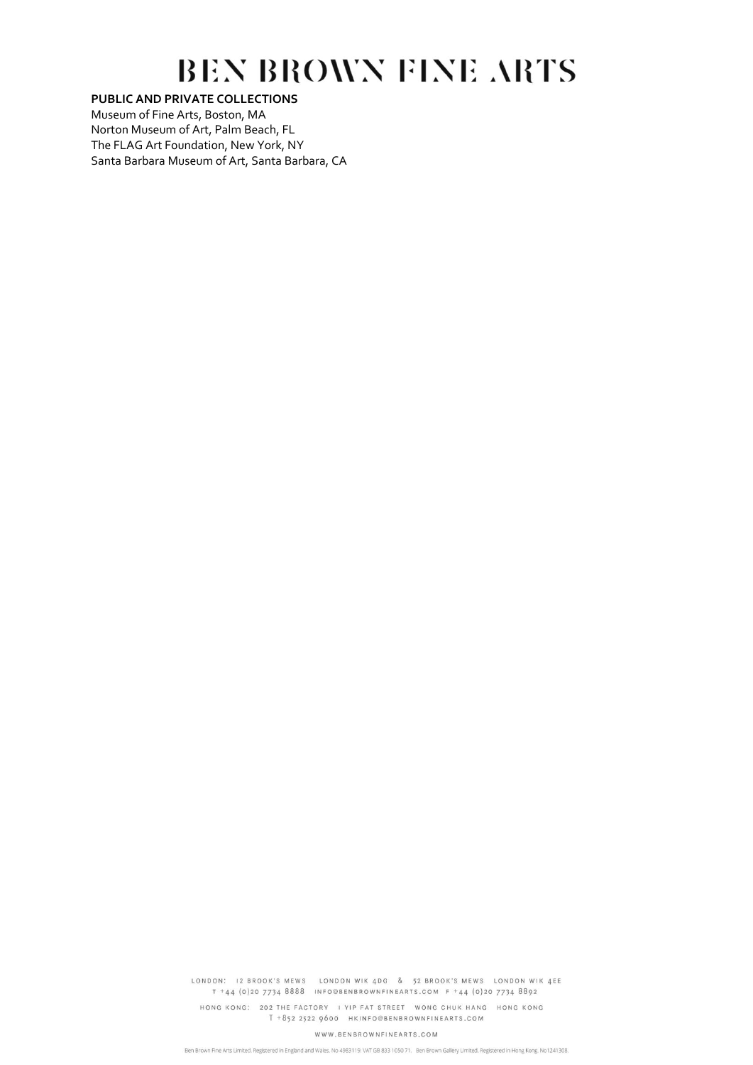**PUBLIC AND PRIVATE COLLECTIONS**

Museum of Fine Arts, Boston, MA
Norton Museum of Art, Palm Beach, FL
The FLAG Art Foundation, New York, NY
Santa Barbara Museum of Art, Santa Barbara, CA